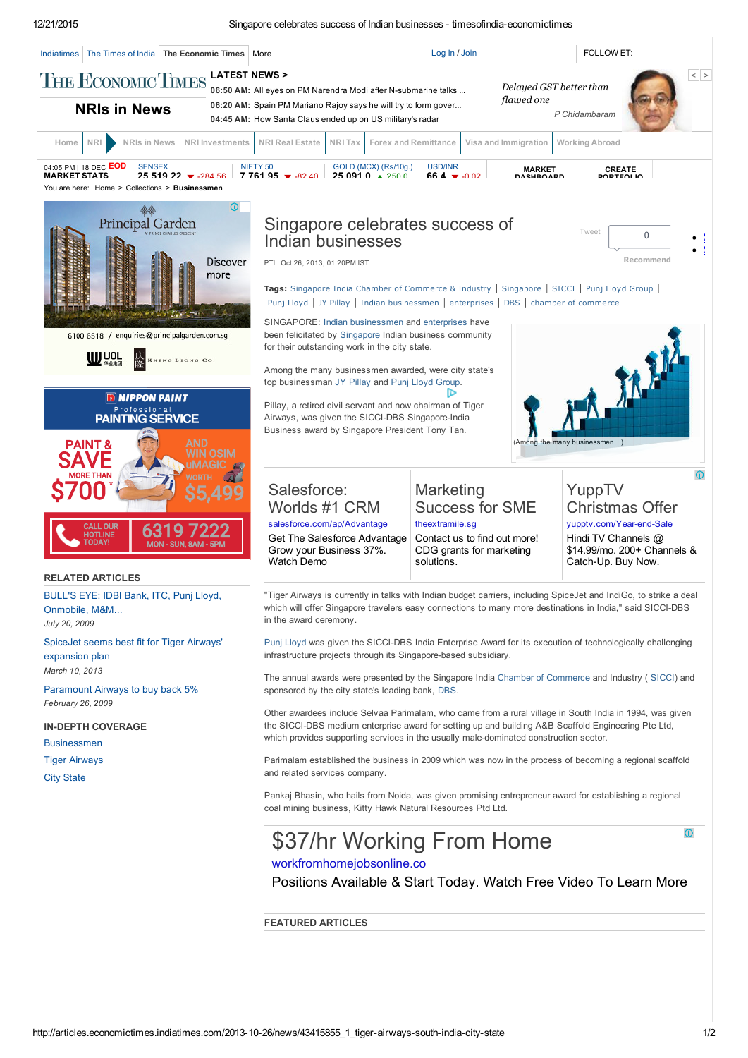# Singapore celebrates success of Indian businesses

PTI Oct 26, 2013, 01.20PM IST

**Tags:** Singapore India Chamber of Commerce & Industry | Singapore | SICCI | Punj Lloyd Group | Punj Lloyd | JY Pillay | Indian businessmen | enterprises | DBS | chamber of commerce

SINGAPORE: Indian businessmen and enterprises have been felicitated by Singapore Indian business community for their outstanding work in the city state.

Among the many businessmen awarded, were city state's top businessman JY Pillay and Punj Lloyd Group.

Pillay, a retired civil servant and now chairman of Tiger Airways, was given the SICCI-DBS Singapore-India Business award by Singapore President Tony Tan.

(Among the many businessmen...)

"Tiger Airways is currently in talks with Indian budget carriers, including SpiceJet and IndiGo, to strike a deal which will offer Singapore travelers easy connections to many more destinations in India," said SICCI-DBS in the award ceremony.

Punj Lloyd was given the SICCI-DBS India Enterprise Award for its execution of technologically challenging infrastructure projects through its Singapore-based subsidiary.

The annual awards were presented by the Singapore India Chamber of Commerce and Industry ( SICCI) and sponsored by the city state's leading bank, DBS.

Other awardees include Selvaa Parimalam, who came from a rural village in South India in 1994, was given the SICCI-DBS medium enterprise award for setting up and building A&B Scaffold Engineering Pte Ltd, which provides supporting services in the usually male-dominated construction sector.

Parimalam established the business in 2009 which was now in the process of becoming a regional scaffold and related services company.

Pankaj Bhasin, who hails from Noida, was given promising entrepreneur award for establishing a regional coal mining business, Kitty Hawk Natural Resources Ptd Ltd.

## RELATED ARTICLES

- BULL'S EYE: IDBI Bank, ITC, Punj Lloyd, Onmobile, M&M... — *July 20, 2009*
- SpiceJet seems best fit for Tiger Airways' expansion plan — *March 10, 2013*
- Paramount Airways to buy back 5% — *February 26, 2009*

## IN-DEPTH COVERAGE

- Businessmen
- Tiger Airways
- City State

## FEATURED ARTICLES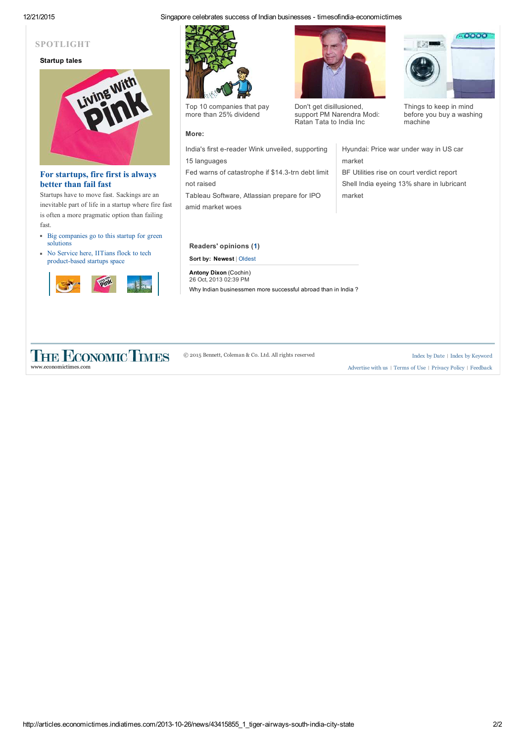## SPOTLIGHT

**Startup tales**

### For startups, fire first is always better than fail fast

Startups have to move fast. Sackings are an inevitable part of life in a startup where fire fast is often a more pragmatic option than failing fast.

- Big companies go to this startup for green solutions
- No Service here, IITians flock to tech product-based startups space

Top 10 companies that pay more than 25% dividend

Don't get disillusioned, support PM Narendra Modi: Ratan Tata to India Inc

Things to keep in mind before you buy a washing machine

**More:**

India's first e-reader Wink unveiled, supporting 15 languages

Fed warns of catastrophe if $14.3-trn debt limit not raised

Tableau Software, Atlassian prepare for IPO amid market woes

Hyundai: Price war under way in US car market

BF Utilities rise on court verdict report

Shell India eyeing 13% share in lubricant market

**Readers' opinions (1)**

**Sort by:** **Newest** | Oldest

**Antony Dixon** (Cochin)
26 Oct, 2013 02:39 PM

Why Indian businessmen more successful abroad than in India ?

THE ECONOMIC TIMES
www.economictimes.com

© 2015 Bennett, Coleman & Co. Ltd. All rights reserved

Index by Date | Index by Keyword

Advertise with us | Terms of Use | Privacy Policy | Feedback